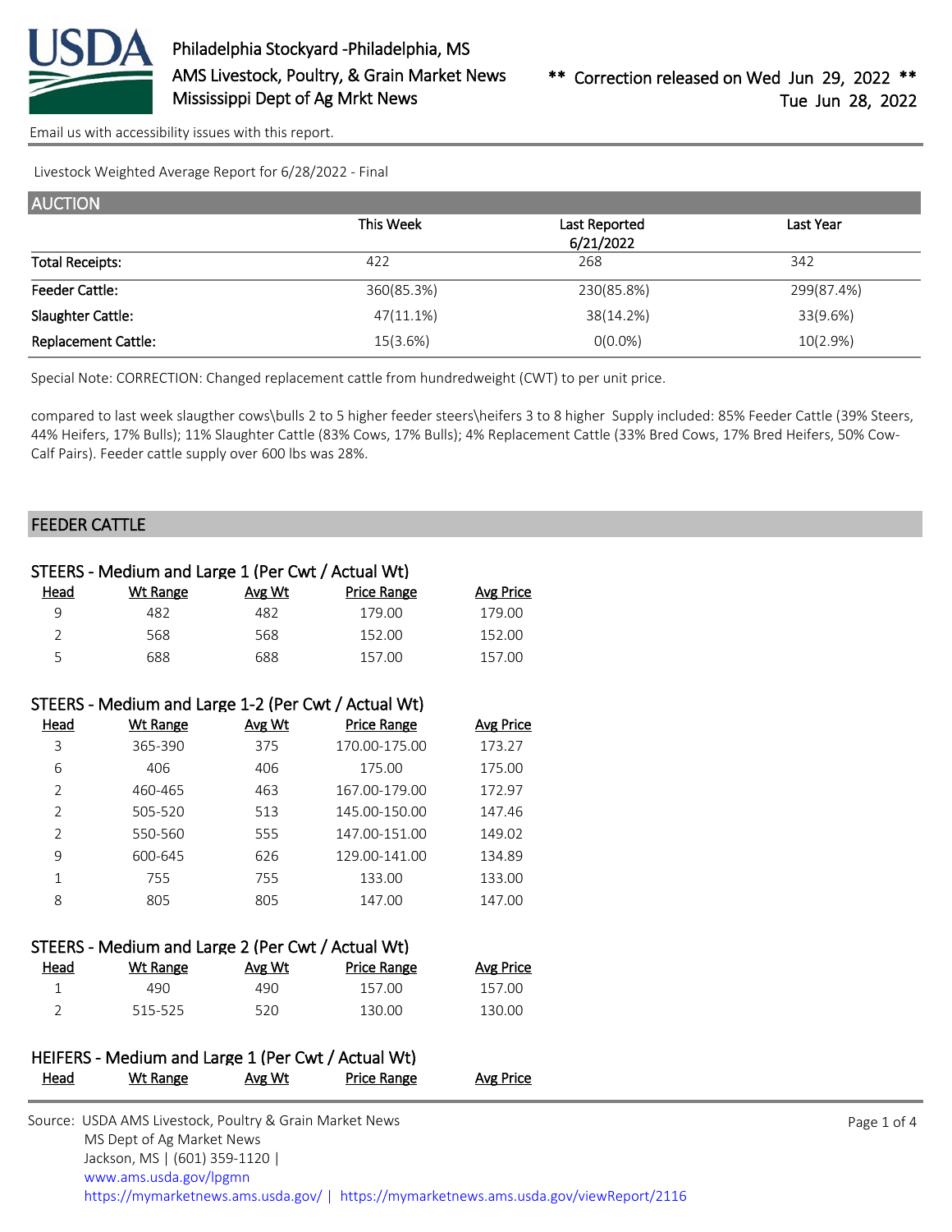Philadelphia Stockyard -Philadelphia, MS
AMS Livestock, Poultry, & Grain Market News
Mississippi Dept of Ag Mrkt News

** Correction released on Wed Jun 29, 2022 **
Tue Jun 28, 2022

Email us with accessibility issues with this report.

Livestock Weighted Average Report for 6/28/2022 - Final

## AUCTION

| | This Week | Last Reported 6/21/2022 | Last Year |
|---|---|---|---|
| Total Receipts: | 422 | 268 | 342 |
| Feeder Cattle: | 360(85.3%) | 230(85.8%) | 299(87.4%) |
| Slaughter Cattle: | 47(11.1%) | 38(14.2%) | 33(9.6%) |
| Replacement Cattle: | 15(3.6%) | 0(0.0%) | 10(2.9%) |

Special Note: CORRECTION: Changed replacement cattle from hundredweight (CWT) to per unit price.

compared to last week slaugther cows\bulls 2 to 5 higher feeder steers\heifers 3 to 8 higher Supply included: 85% Feeder Cattle (39% Steers, 44% Heifers, 17% Bulls); 11% Slaughter Cattle (83% Cows, 17% Bulls); 4% Replacement Cattle (33% Bred Cows, 17% Bred Heifers, 50% Cow-Calf Pairs). Feeder cattle supply over 600 lbs was 28%.

## FEEDER CATTLE

### STEERS - Medium and Large 1 (Per Cwt / Actual Wt)

| Head | Wt Range | Avg Wt | Price Range | Avg Price |
|---|---|---|---|---|
| 9 | 482 | 482 | 179.00 | 179.00 |
| 2 | 568 | 568 | 152.00 | 152.00 |
| 5 | 688 | 688 | 157.00 | 157.00 |

### STEERS - Medium and Large 1-2 (Per Cwt / Actual Wt)

| Head | Wt Range | Avg Wt | Price Range | Avg Price |
|---|---|---|---|---|
| 3 | 365-390 | 375 | 170.00-175.00 | 173.27 |
| 6 | 406 | 406 | 175.00 | 175.00 |
| 2 | 460-465 | 463 | 167.00-179.00 | 172.97 |
| 2 | 505-520 | 513 | 145.00-150.00 | 147.46 |
| 2 | 550-560 | 555 | 147.00-151.00 | 149.02 |
| 9 | 600-645 | 626 | 129.00-141.00 | 134.89 |
| 1 | 755 | 755 | 133.00 | 133.00 |
| 8 | 805 | 805 | 147.00 | 147.00 |

### STEERS - Medium and Large 2 (Per Cwt / Actual Wt)

| Head | Wt Range | Avg Wt | Price Range | Avg Price |
|---|---|---|---|---|
| 1 | 490 | 490 | 157.00 | 157.00 |
| 2 | 515-525 | 520 | 130.00 | 130.00 |

### HEIFERS - Medium and Large 1 (Per Cwt / Actual Wt)

| Head | Wt Range | Avg Wt | Price Range | Avg Price |
|---|---|---|---|---|

Source: USDA AMS Livestock, Poultry & Grain Market News
MS Dept of Ag Market News
Jackson, MS | (601) 359-1120 |
www.ams.usda.gov/lpgmn
https://mymarketnews.ams.usda.gov/ | https://mymarketnews.ams.usda.gov/viewReport/2116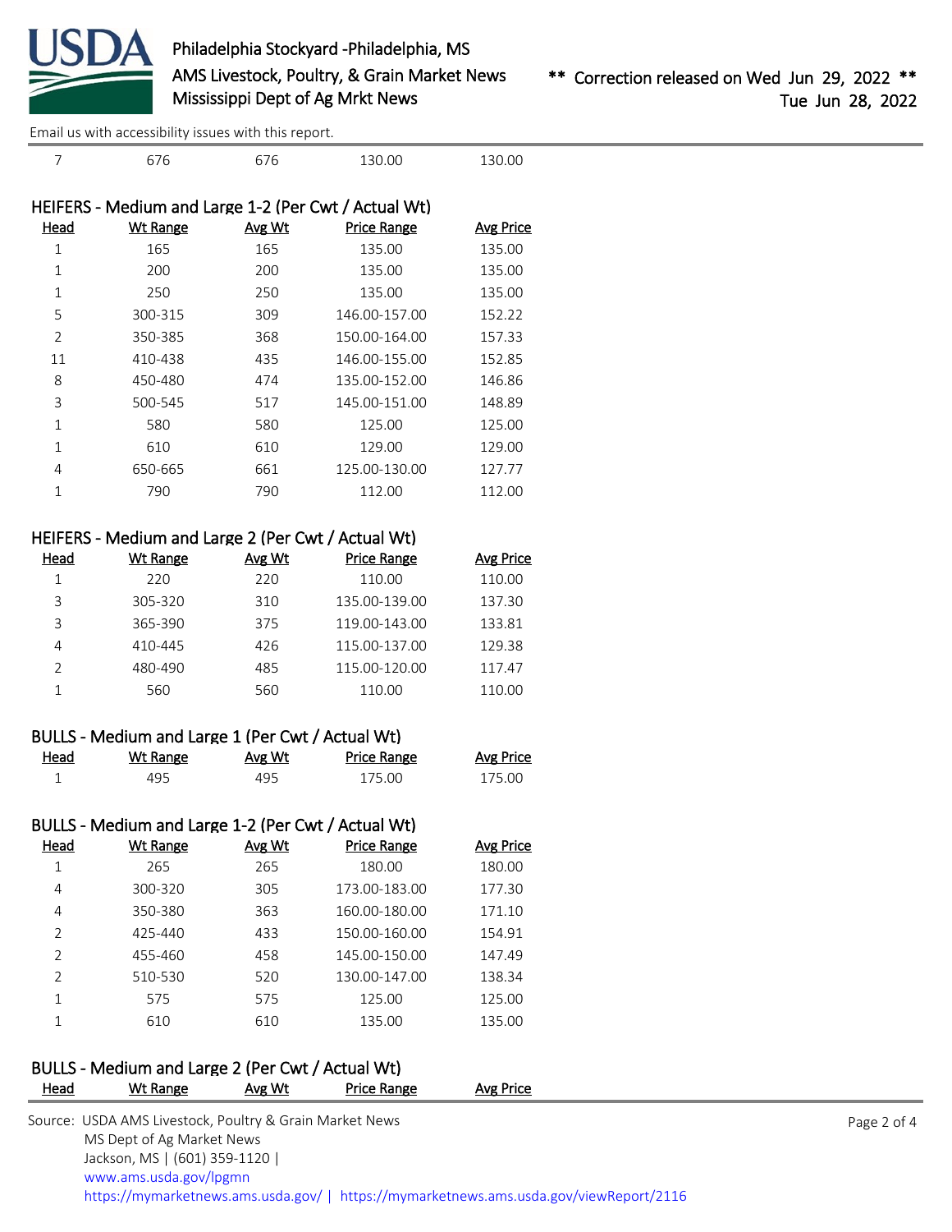| Head | Wt Range | Avg Wt | Price Range | Avg Price |
|---|---|---|---|---|
| 7 | 676 | 676 | 130.00 | 130.00 |

### HEIFERS - Medium and Large 1-2 (Per Cwt / Actual Wt)

| Head | Wt Range | Avg Wt | Price Range | Avg Price |
|---|---|---|---|---|
| 1 | 165 | 165 | 135.00 | 135.00 |
| 1 | 200 | 200 | 135.00 | 135.00 |
| 1 | 250 | 250 | 135.00 | 135.00 |
| 5 | 300-315 | 309 | 146.00-157.00 | 152.22 |
| 2 | 350-385 | 368 | 150.00-164.00 | 157.33 |
| 11 | 410-438 | 435 | 146.00-155.00 | 152.85 |
| 8 | 450-480 | 474 | 135.00-152.00 | 146.86 |
| 3 | 500-545 | 517 | 145.00-151.00 | 148.89 |
| 1 | 580 | 580 | 125.00 | 125.00 |
| 1 | 610 | 610 | 129.00 | 129.00 |
| 4 | 650-665 | 661 | 125.00-130.00 | 127.77 |
| 1 | 790 | 790 | 112.00 | 112.00 |

### HEIFERS - Medium and Large 2 (Per Cwt / Actual Wt)

| Head | Wt Range | Avg Wt | Price Range | Avg Price |
|---|---|---|---|---|
| 1 | 220 | 220 | 110.00 | 110.00 |
| 3 | 305-320 | 310 | 135.00-139.00 | 137.30 |
| 3 | 365-390 | 375 | 119.00-143.00 | 133.81 |
| 4 | 410-445 | 426 | 115.00-137.00 | 129.38 |
| 2 | 480-490 | 485 | 115.00-120.00 | 117.47 |
| 1 | 560 | 560 | 110.00 | 110.00 |

### BULLS - Medium and Large 1 (Per Cwt / Actual Wt)

| Head | Wt Range | Avg Wt | Price Range | Avg Price |
|---|---|---|---|---|
| 1 | 495 | 495 | 175.00 | 175.00 |

### BULLS - Medium and Large 1-2 (Per Cwt / Actual Wt)

| Head | Wt Range | Avg Wt | Price Range | Avg Price |
|---|---|---|---|---|
| 1 | 265 | 265 | 180.00 | 180.00 |
| 4 | 300-320 | 305 | 173.00-183.00 | 177.30 |
| 4 | 350-380 | 363 | 160.00-180.00 | 171.10 |
| 2 | 425-440 | 433 | 150.00-160.00 | 154.91 |
| 2 | 455-460 | 458 | 145.00-150.00 | 147.49 |
| 2 | 510-530 | 520 | 130.00-147.00 | 138.34 |
| 1 | 575 | 575 | 125.00 | 125.00 |
| 1 | 610 | 610 | 135.00 | 135.00 |

### BULLS - Medium and Large 2 (Per Cwt / Actual Wt)

| Head | Wt Range | Avg Wt | Price Range | Avg Price |
|---|---|---|---|---|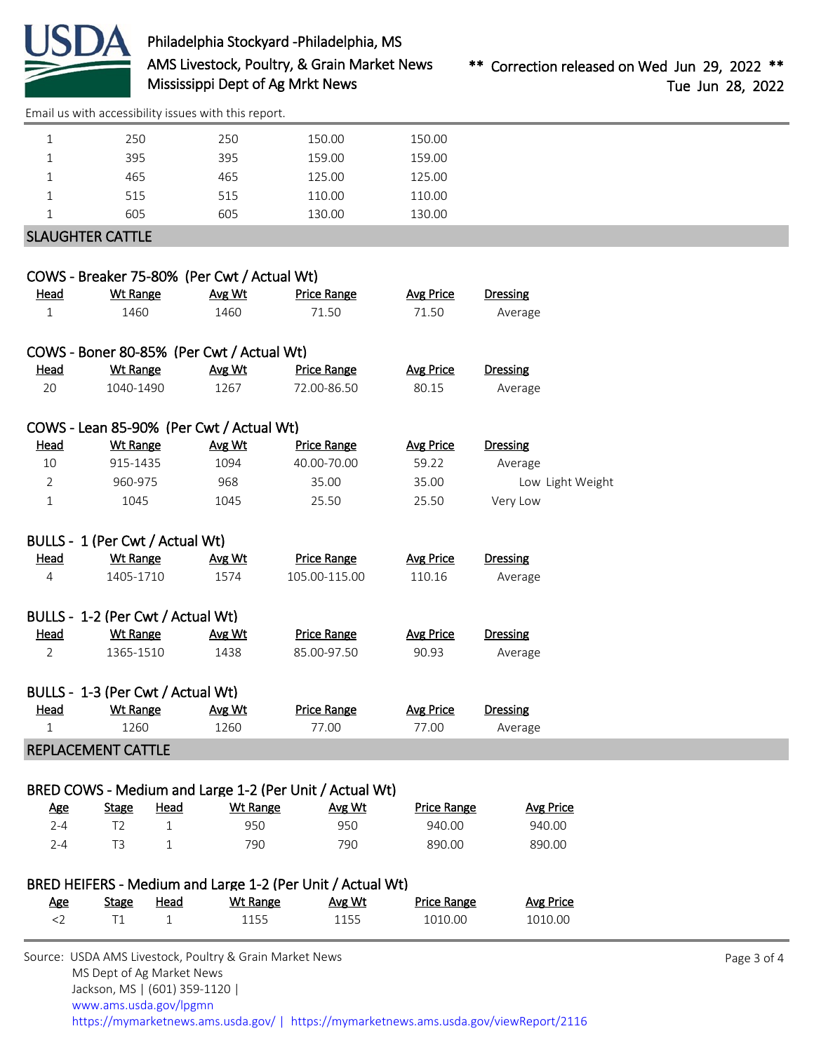| | | | | |
|---|---|---|---|---|
| 1 | 250 | 250 | 150.00 | 150.00 |
| 1 | 395 | 395 | 159.00 | 159.00 |
| 1 | 465 | 465 | 125.00 | 125.00 |
| 1 | 515 | 515 | 110.00 | 110.00 |
| 1 | 605 | 605 | 130.00 | 130.00 |

## SLAUGHTER CATTLE

### COWS - Breaker 75-80% (Per Cwt / Actual Wt)

| Head | Wt Range | Avg Wt | Price Range | Avg Price | Dressing |
|---|---|---|---|---|---|
| 1 | 1460 | 1460 | 71.50 | 71.50 | Average |

### COWS - Boner 80-85% (Per Cwt / Actual Wt)

| Head | Wt Range | Avg Wt | Price Range | Avg Price | Dressing |
|---|---|---|---|---|---|
| 20 | 1040-1490 | 1267 | 72.00-86.50 | 80.15 | Average |

### COWS - Lean 85-90% (Per Cwt / Actual Wt)

| Head | Wt Range | Avg Wt | Price Range | Avg Price | Dressing |
|---|---|---|---|---|---|
| 10 | 915-1435 | 1094 | 40.00-70.00 | 59.22 | Average |
| 2 | 960-975 | 968 | 35.00 | 35.00 | Low Light Weight |
| 1 | 1045 | 1045 | 25.50 | 25.50 | Very Low |

### BULLS - 1 (Per Cwt / Actual Wt)

| Head | Wt Range | Avg Wt | Price Range | Avg Price | Dressing |
|---|---|---|---|---|---|
| 4 | 1405-1710 | 1574 | 105.00-115.00 | 110.16 | Average |

### BULLS - 1-2 (Per Cwt / Actual Wt)

| Head | Wt Range | Avg Wt | Price Range | Avg Price | Dressing |
|---|---|---|---|---|---|
| 2 | 1365-1510 | 1438 | 85.00-97.50 | 90.93 | Average |

### BULLS - 1-3 (Per Cwt / Actual Wt)

| Head | Wt Range | Avg Wt | Price Range | Avg Price | Dressing |
|---|---|---|---|---|---|
| 1 | 1260 | 1260 | 77.00 | 77.00 | Average |

## REPLACEMENT CATTLE

### BRED COWS - Medium and Large 1-2 (Per Unit / Actual Wt)

| Age | Stage | Head | Wt Range | Avg Wt | Price Range | Avg Price |
|---|---|---|---|---|---|---|
| 2-4 | T2 | 1 | 950 | 950 | 940.00 | 940.00 |
| 2-4 | T3 | 1 | 790 | 790 | 890.00 | 890.00 |

### BRED HEIFERS - Medium and Large 1-2 (Per Unit / Actual Wt)

| Age | Stage | Head | Wt Range | Avg Wt | Price Range | Avg Price |
|---|---|---|---|---|---|---|
| <2 | T1 | 1 | 1155 | 1155 | 1010.00 | 1010.00 |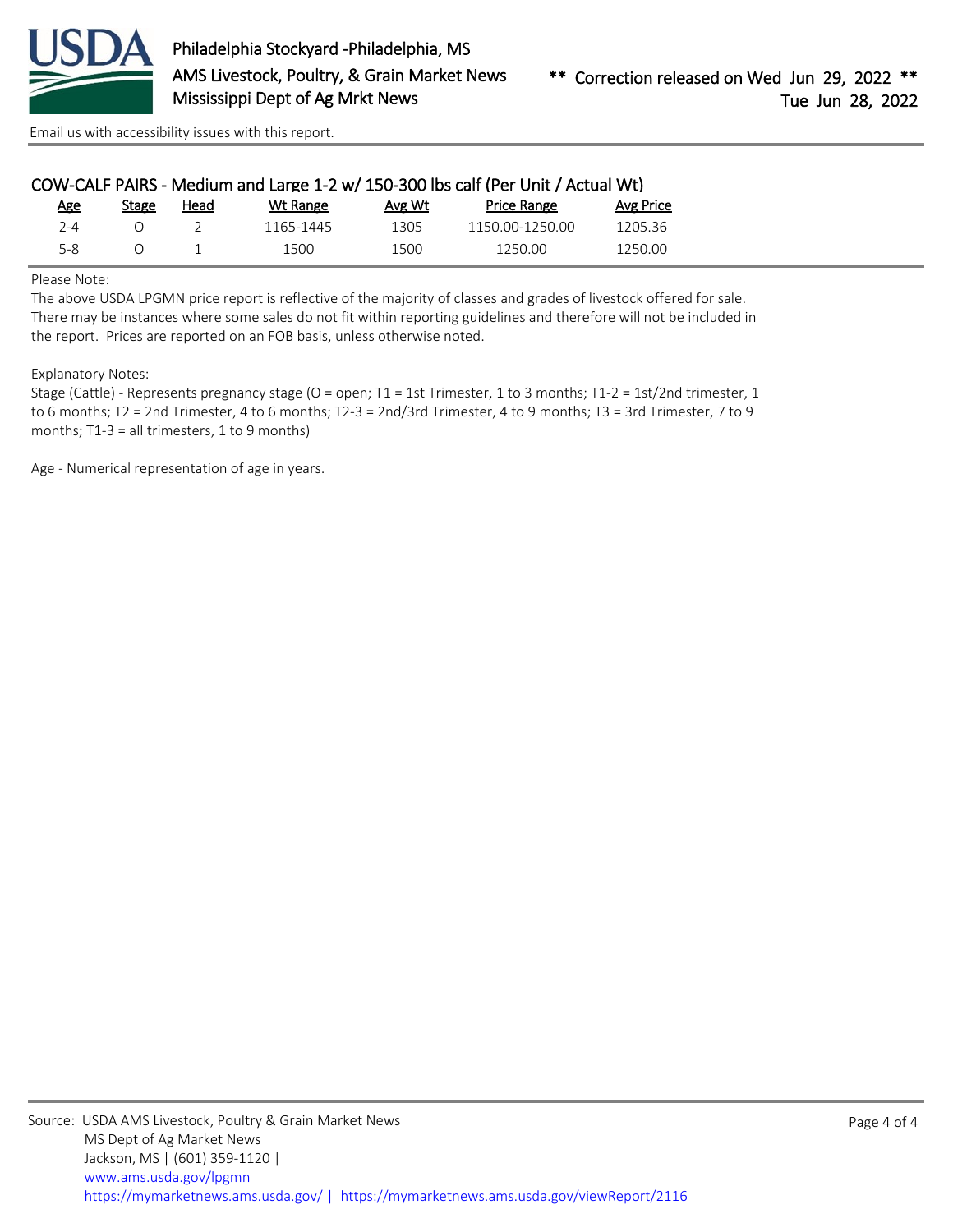## COW-CALF PAIRS - Medium and Large 1-2 w/ 150-300 lbs calf (Per Unit / Actual Wt)

| Age | Stage | Head | Wt Range | Avg Wt | Price Range | Avg Price |
|---|---|---|---|---|---|---|
| 2-4 | O | 2 | 1165-1445 | 1305 | 1150.00-1250.00 | 1205.36 |
| 5-8 | O | 1 | 1500 | 1500 | 1250.00 | 1250.00 |

Please Note:
The above USDA LPGMN price report is reflective of the majority of classes and grades of livestock offered for sale. There may be instances where some sales do not fit within reporting guidelines and therefore will not be included in the report. Prices are reported on an FOB basis, unless otherwise noted.

Explanatory Notes:
Stage (Cattle) - Represents pregnancy stage (O = open; T1 = 1st Trimester, 1 to 3 months; T1-2 = 1st/2nd trimester, 1 to 6 months; T2 = 2nd Trimester, 4 to 6 months; T2-3 = 2nd/3rd Trimester, 4 to 9 months; T3 = 3rd Trimester, 7 to 9 months; T1-3 = all trimesters, 1 to 9 months)

Age - Numerical representation of age in years.

Source: USDA AMS Livestock, Poultry & Grain Market News
MS Dept of Ag Market News
Jackson, MS | (601) 359-1120 |
www.ams.usda.gov/lpgmn
https://mymarketnews.ams.usda.gov/ | https://mymarketnews.ams.usda.gov/viewReport/2116